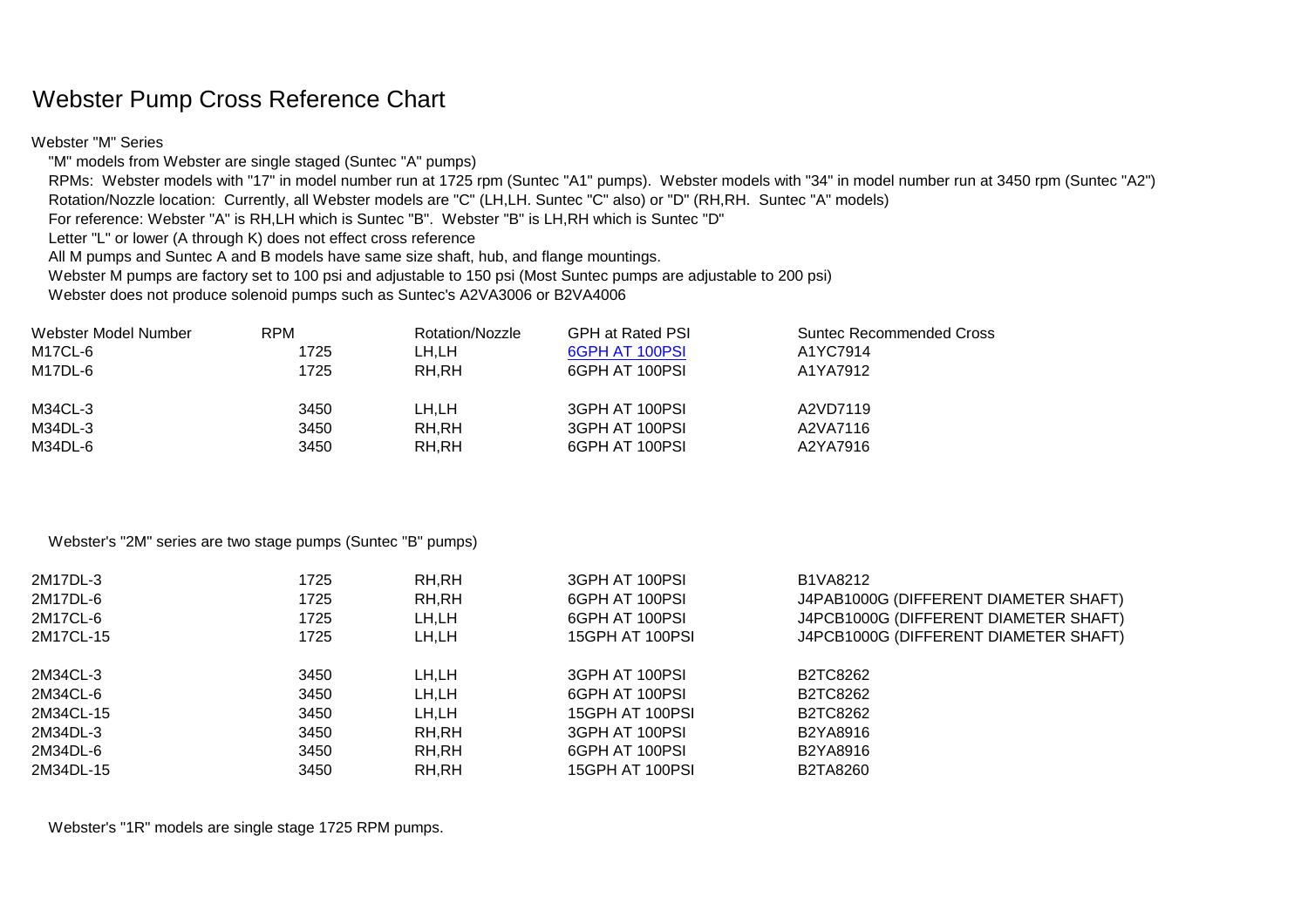# Webster Pump Cross Reference Chart

Webster "M" Series

"M" models from Webster are single staged (Suntec "A" pumps)

RPMs: Webster models with "17" in model number run at 1725 rpm (Suntec "A1" pumps). Webster models with "34" in model number run at 3450 rpm (Suntec "A2")

Rotation/Nozzle location: Currently, all Webster models are "C" (LH,LH. Suntec "C" also) or "D" (RH,RH. Suntec "A" models)

For reference: Webster "A" is RH,LH which is Suntec "B". Webster "B" is LH,RH which is Suntec "D"

Letter "L" or lower (A through K) does not effect cross reference

All M pumps and Suntec A and B models have same size shaft, hub, and flange mountings.

Webster M pumps are factory set to 100 psi and adjustable to 150 psi (Most Suntec pumps are adjustable to 200 psi)

Webster does not produce solenoid pumps such as Suntec's A2VA3006 or B2VA4006

| Webster Model Number | RPM | Rotation/Nozzle | GPH at Rated PSI | Suntec Recommended Cross |
|---|---|---|---|---|
| M17CL-6 | 1725 | LH,LH | 6GPH AT 100PSI | A1YC7914 |
| M17DL-6 | 1725 | RH,RH | 6GPH AT 100PSI | A1YA7912 |
| M34CL-3 | 3450 | LH,LH | 3GPH AT 100PSI | A2VD7119 |
| M34DL-3 | 3450 | RH,RH | 3GPH AT 100PSI | A2VA7116 |
| M34DL-6 | 3450 | RH,RH | 6GPH AT 100PSI | A2YA7916 |

Webster's "2M" series are two stage pumps (Suntec "B" pumps)

| Webster Model Number | RPM | Rotation/Nozzle | GPH at Rated PSI | Suntec Recommended Cross |
|---|---|---|---|---|
| 2M17DL-3 | 1725 | RH,RH | 3GPH AT 100PSI | B1VA8212 |
| 2M17DL-6 | 1725 | RH,RH | 6GPH AT 100PSI | J4PAB1000G (DIFFERENT DIAMETER SHAFT) |
| 2M17CL-6 | 1725 | LH,LH | 6GPH AT 100PSI | J4PCB1000G (DIFFERENT DIAMETER SHAFT) |
| 2M17CL-15 | 1725 | LH,LH | 15GPH AT 100PSI | J4PCB1000G (DIFFERENT DIAMETER SHAFT) |
| 2M34CL-3 | 3450 | LH,LH | 3GPH AT 100PSI | B2TC8262 |
| 2M34CL-6 | 3450 | LH,LH | 6GPH AT 100PSI | B2TC8262 |
| 2M34CL-15 | 3450 | LH,LH | 15GPH AT 100PSI | B2TC8262 |
| 2M34DL-3 | 3450 | RH,RH | 3GPH AT 100PSI | B2YA8916 |
| 2M34DL-6 | 3450 | RH,RH | 6GPH AT 100PSI | B2YA8916 |
| 2M34DL-15 | 3450 | RH,RH | 15GPH AT 100PSI | B2TA8260 |

Webster's "1R" models are single stage 1725 RPM pumps.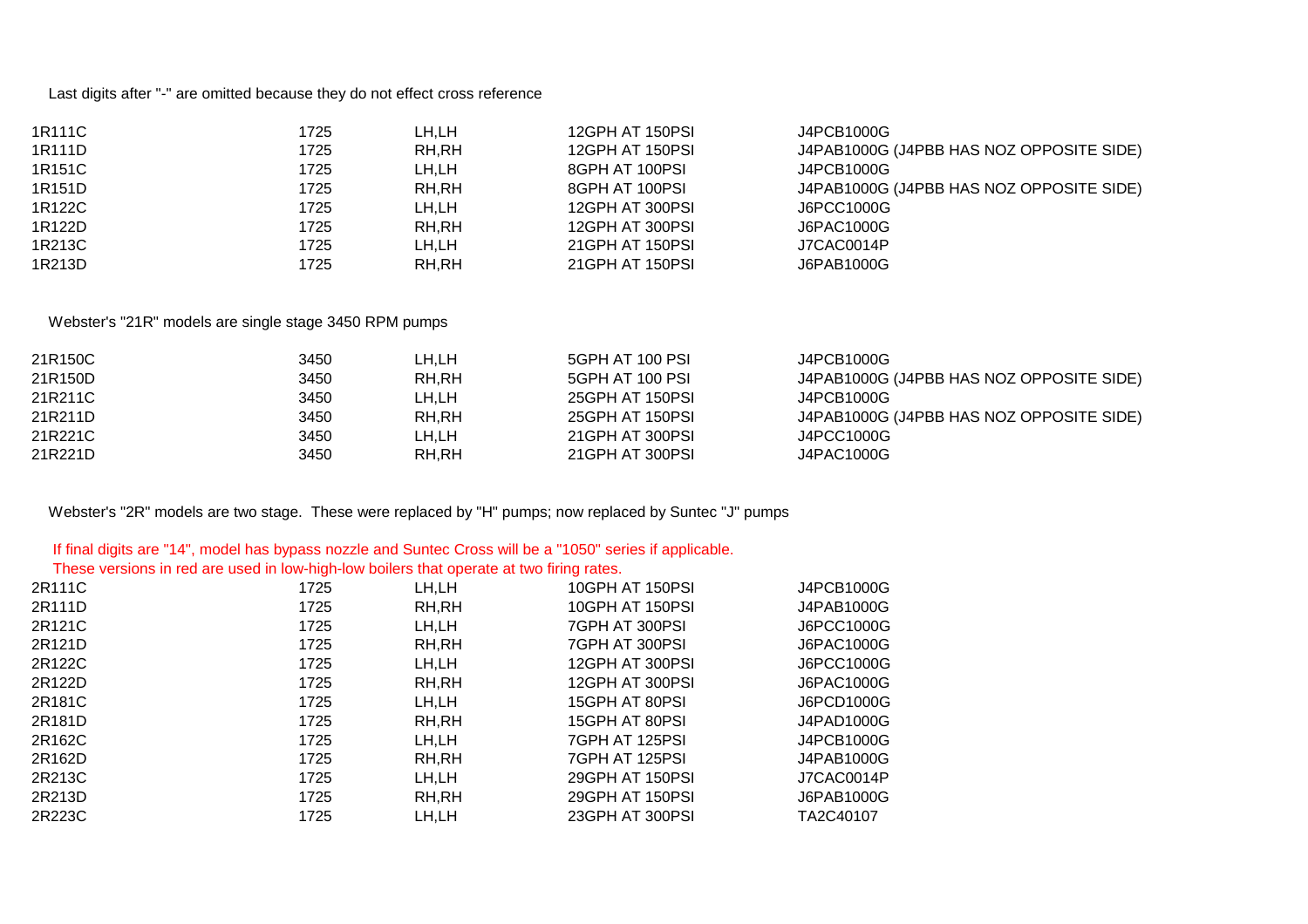Last digits after "-" are omitted because they do not effect cross reference

| | | | | |
|---|---|---|---|---|
| 1R111C | 1725 | LH,LH | 12GPH AT 150PSI | J4PCB1000G |
| 1R111D | 1725 | RH,RH | 12GPH AT 150PSI | J4PAB1000G (J4PBB HAS NOZ OPPOSITE SIDE) |
| 1R151C | 1725 | LH,LH | 8GPH AT 100PSI | J4PCB1000G |
| 1R151D | 1725 | RH,RH | 8GPH AT 100PSI | J4PAB1000G (J4PBB HAS NOZ OPPOSITE SIDE) |
| 1R122C | 1725 | LH,LH | 12GPH AT 300PSI | J6PCC1000G |
| 1R122D | 1725 | RH,RH | 12GPH AT 300PSI | J6PAC1000G |
| 1R213C | 1725 | LH,LH | 21GPH AT 150PSI | J7CAC0014P |
| 1R213D | 1725 | RH,RH | 21GPH AT 150PSI | J6PAB1000G |

Webster's "21R" models are single stage 3450 RPM pumps

| | | | | |
|---|---|---|---|---|
| 21R150C | 3450 | LH,LH | 5GPH AT 100 PSI | J4PCB1000G |
| 21R150D | 3450 | RH,RH | 5GPH AT 100 PSI | J4PAB1000G (J4PBB HAS NOZ OPPOSITE SIDE) |
| 21R211C | 3450 | LH,LH | 25GPH AT 150PSI | J4PCB1000G |
| 21R211D | 3450 | RH,RH | 25GPH AT 150PSI | J4PAB1000G (J4PBB HAS NOZ OPPOSITE SIDE) |
| 21R221C | 3450 | LH,LH | 21GPH AT 300PSI | J4PCC1000G |
| 21R221D | 3450 | RH,RH | 21GPH AT 300PSI | J4PAC1000G |

Webster's "2R" models are two stage. These were replaced by "H" pumps; now replaced by Suntec "J" pumps

If final digits are "14", model has bypass nozzle and Suntec Cross will be a "1050" series if applicable.
These versions in red are used in low-high-low boilers that operate at two firing rates.

| | | | | |
|---|---|---|---|---|
| 2R111C | 1725 | LH,LH | 10GPH AT 150PSI | J4PCB1000G |
| 2R111D | 1725 | RH,RH | 10GPH AT 150PSI | J4PAB1000G |
| 2R121C | 1725 | LH,LH | 7GPH AT 300PSI | J6PCC1000G |
| 2R121D | 1725 | RH,RH | 7GPH AT 300PSI | J6PAC1000G |
| 2R122C | 1725 | LH,LH | 12GPH AT 300PSI | J6PCC1000G |
| 2R122D | 1725 | RH,RH | 12GPH AT 300PSI | J6PAC1000G |
| 2R181C | 1725 | LH,LH | 15GPH AT 80PSI | J6PCD1000G |
| 2R181D | 1725 | RH,RH | 15GPH AT 80PSI | J4PAD1000G |
| 2R162C | 1725 | LH,LH | 7GPH AT 125PSI | J4PCB1000G |
| 2R162D | 1725 | RH,RH | 7GPH AT 125PSI | J4PAB1000G |
| 2R213C | 1725 | LH,LH | 29GPH AT 150PSI | J7CAC0014P |
| 2R213D | 1725 | RH,RH | 29GPH AT 150PSI | J6PAB1000G |
| 2R223C | 1725 | LH,LH | 23GPH AT 300PSI | TA2C40107 |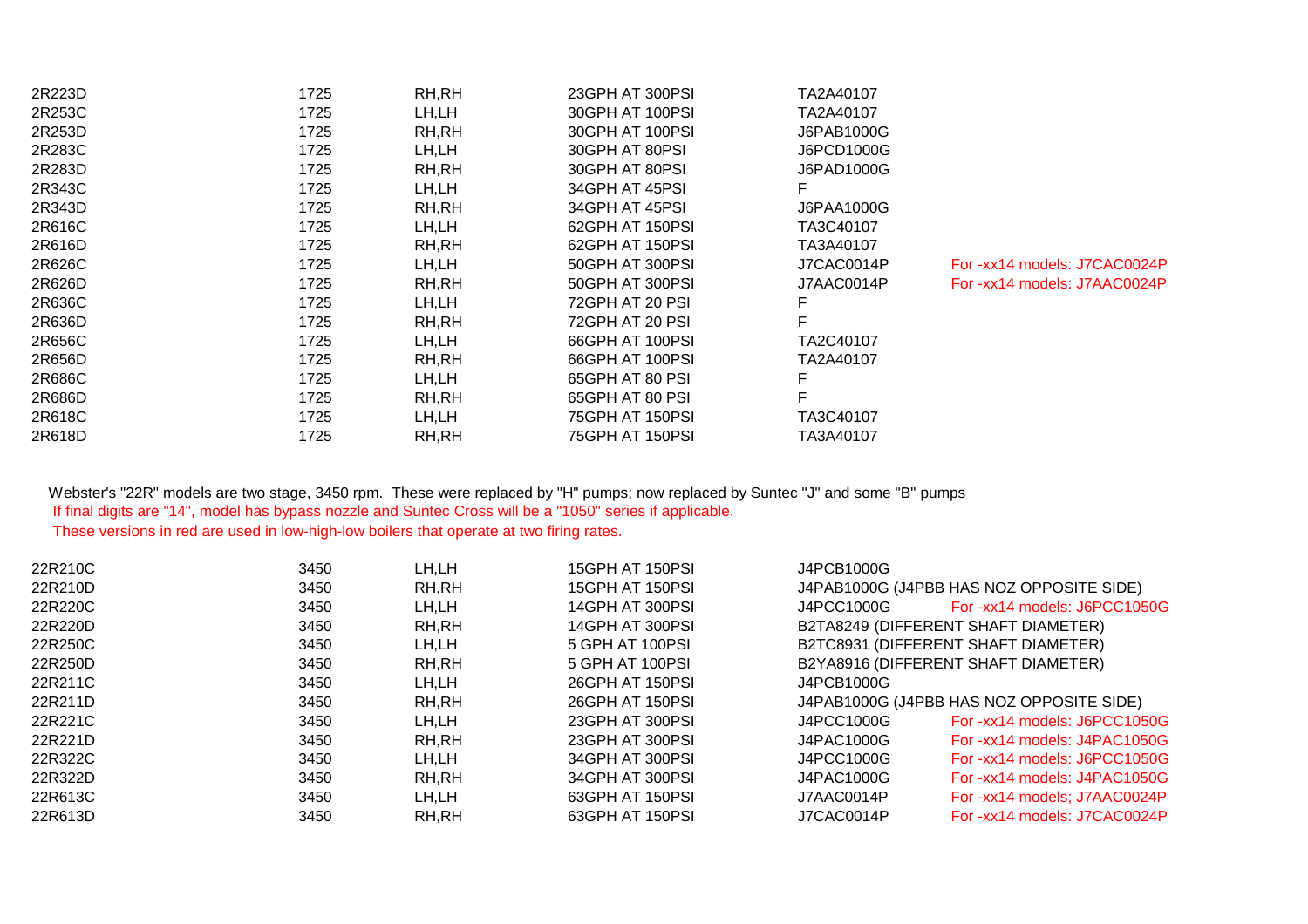| | | | | | |
|---|---|---|---|---|---|
| 2R223D | 1725 | RH,RH | 23GPH AT 300PSI | TA2A40107 | |
| 2R253C | 1725 | LH,LH | 30GPH AT 100PSI | TA2A40107 | |
| 2R253D | 1725 | RH,RH | 30GPH AT 100PSI | J6PAB1000G | |
| 2R283C | 1725 | LH,LH | 30GPH AT 80PSI | J6PCD1000G | |
| 2R283D | 1725 | RH,RH | 30GPH AT 80PSI | J6PAD1000G | |
| 2R343C | 1725 | LH,LH | 34GPH AT 45PSI | F | |
| 2R343D | 1725 | RH,RH | 34GPH AT 45PSI | J6PAA1000G | |
| 2R616C | 1725 | LH,LH | 62GPH AT 150PSI | TA3C40107 | |
| 2R616D | 1725 | RH,RH | 62GPH AT 150PSI | TA3A40107 | |
| 2R626C | 1725 | LH,LH | 50GPH AT 300PSI | J7CAC0014P | For -xx14 models: J7CAC0024P |
| 2R626D | 1725 | RH,RH | 50GPH AT 300PSI | J7AAC0014P | For -xx14 models: J7AAC0024P |
| 2R636C | 1725 | LH,LH | 72GPH AT 20 PSI | F | |
| 2R636D | 1725 | RH,RH | 72GPH AT 20 PSI | F | |
| 2R656C | 1725 | LH,LH | 66GPH AT 100PSI | TA2C40107 | |
| 2R656D | 1725 | RH,RH | 66GPH AT 100PSI | TA2A40107 | |
| 2R686C | 1725 | LH,LH | 65GPH AT 80 PSI | F | |
| 2R686D | 1725 | RH,RH | 65GPH AT 80 PSI | F | |
| 2R618C | 1725 | LH,LH | 75GPH AT 150PSI | TA3C40107 | |
| 2R618D | 1725 | RH,RH | 75GPH AT 150PSI | TA3A40107 | |

Webster's "22R" models are two stage, 3450 rpm. These were replaced by "H" pumps; now replaced by Suntec "J" and some "B" pumps
If final digits are "14", model has bypass nozzle and Suntec Cross will be a "1050" series if applicable.
These versions in red are used in low-high-low boilers that operate at two firing rates.

| | | | | | |
|---|---|---|---|---|---|
| 22R210C | 3450 | LH,LH | 15GPH AT 150PSI | J4PCB1000G | |
| 22R210D | 3450 | RH,RH | 15GPH AT 150PSI | J4PAB1000G (J4PBB HAS NOZ OPPOSITE SIDE) | |
| 22R220C | 3450 | LH,LH | 14GPH AT 300PSI | J4PCC1000G | For -xx14 models: J6PCC1050G |
| 22R220D | 3450 | RH,RH | 14GPH AT 300PSI | B2TA8249 (DIFFERENT SHAFT DIAMETER) | |
| 22R250C | 3450 | LH,LH | 5 GPH AT 100PSI | B2TC8931 (DIFFERENT SHAFT DIAMETER) | |
| 22R250D | 3450 | RH,RH | 5 GPH AT 100PSI | B2YA8916 (DIFFERENT SHAFT DIAMETER) | |
| 22R211C | 3450 | LH,LH | 26GPH AT 150PSI | J4PCB1000G | |
| 22R211D | 3450 | RH,RH | 26GPH AT 150PSI | J4PAB1000G (J4PBB HAS NOZ OPPOSITE SIDE) | |
| 22R221C | 3450 | LH,LH | 23GPH AT 300PSI | J4PCC1000G | For -xx14 models: J6PCC1050G |
| 22R221D | 3450 | RH,RH | 23GPH AT 300PSI | J4PAC1000G | For -xx14 models: J4PAC1050G |
| 22R322C | 3450 | LH,LH | 34GPH AT 300PSI | J4PCC1000G | For -xx14 models: J6PCC1050G |
| 22R322D | 3450 | RH,RH | 34GPH AT 300PSI | J4PAC1000G | For -xx14 models: J4PAC1050G |
| 22R613C | 3450 | LH,LH | 63GPH AT 150PSI | J7AAC0014P | For -xx14 models; J7AAC0024P |
| 22R613D | 3450 | RH,RH | 63GPH AT 150PSI | J7CAC0014P | For -xx14 models: J7CAC0024P |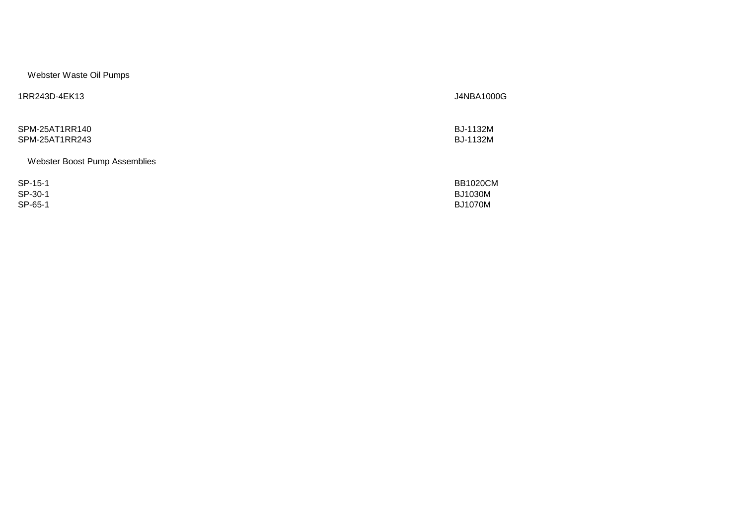Webster Waste Oil Pumps

| | |
|---|---|
| 1RR243D-4EK13 | J4NBA1000G |
| | |
| SPM-25AT1RR140 | BJ-1132M |
| SPM-25AT1RR243 | BJ-1132M |

Webster Boost Pump Assemblies

| | |
|---|---|
| SP-15-1 | BB1020CM |
| SP-30-1 | BJ1030M |
| SP-65-1 | BJ1070M |